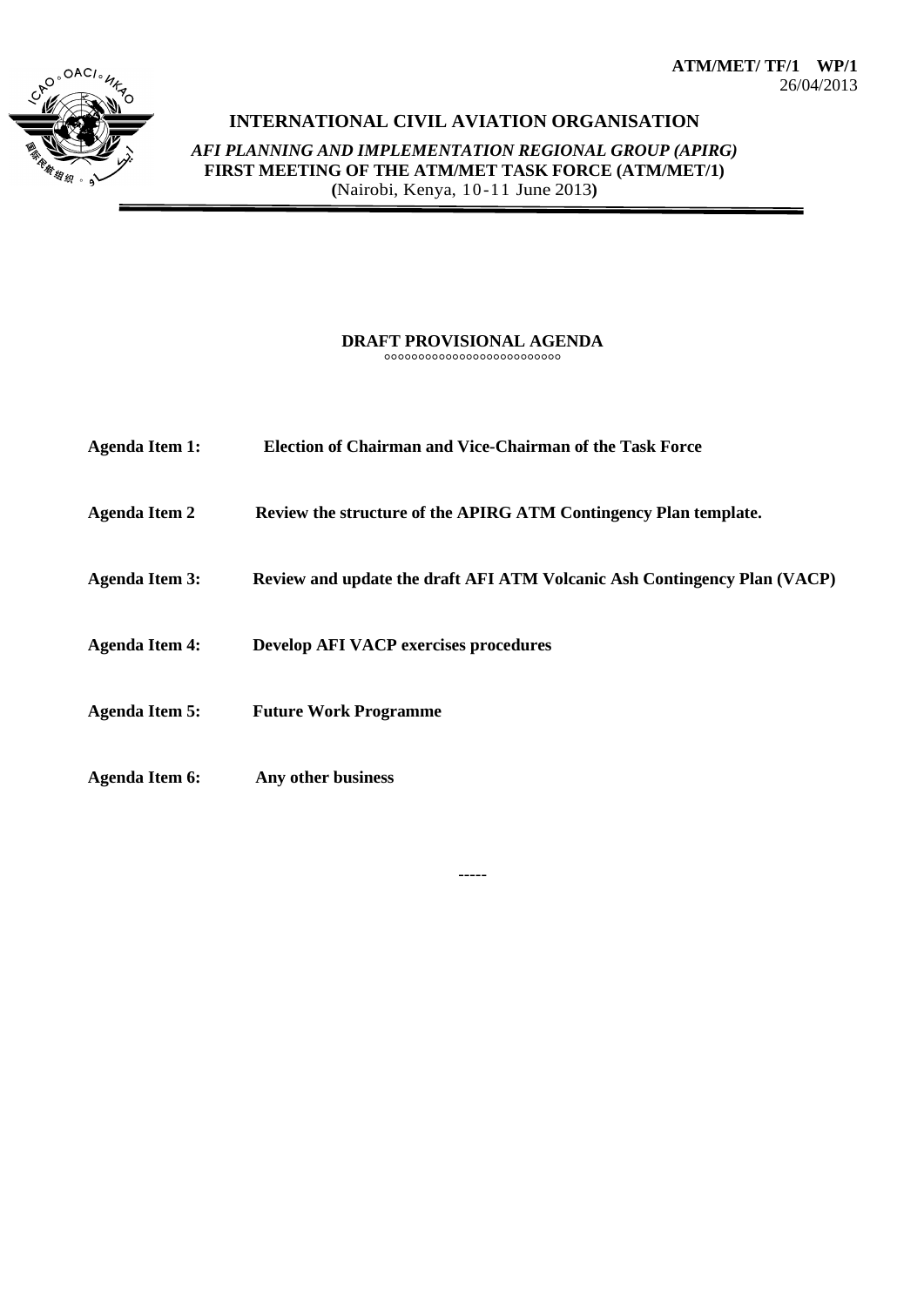**ATM/MET/ TF/1 WP/1**
26/04/2013

# INTERNATIONAL CIVIL AVIATION ORGANISATION

***AFI PLANNING AND IMPLEMENTATION REGIONAL GROUP (APIRG)***
**FIRST MEETING OF THE ATM/MET TASK FORCE (ATM/MET/1)**
**(**Nairobi, Kenya, 10-11 June 2013**)**

## DRAFT PROVISIONAL AGENDA

°°°°°°°°°°°°°°°°°°°°°°°°°°

**Agenda Item 1:** **Election of Chairman and Vice-Chairman of the Task Force**

**Agenda Item 2** **Review the structure of the APIRG ATM Contingency Plan template.**

**Agenda Item 3:** **Review and update the draft AFI ATM Volcanic Ash Contingency Plan (VACP)**

**Agenda Item 4:** **Develop AFI VACP exercises procedures**

**Agenda Item 5:** **Future Work Programme**

**Agenda Item 6:** **Any other business**

-----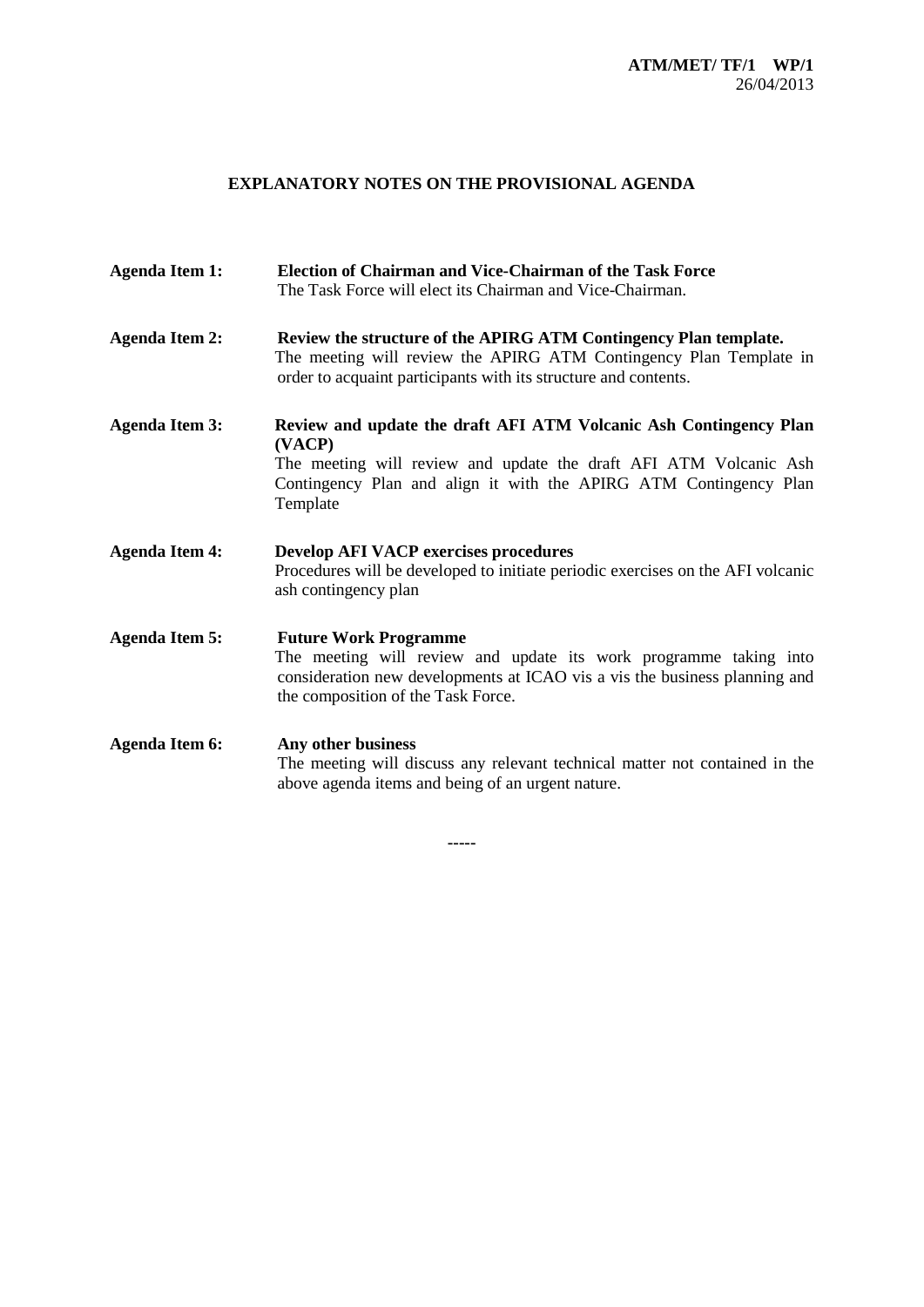**ATM/MET/ TF/1 WP/1**
26/04/2013

## EXPLANATORY NOTES ON THE PROVISIONAL AGENDA

**Agenda Item 1: Election of Chairman and Vice-Chairman of the Task Force**
The Task Force will elect its Chairman and Vice-Chairman.

**Agenda Item 2: Review the structure of the APIRG ATM Contingency Plan template.**
The meeting will review the APIRG ATM Contingency Plan Template in order to acquaint participants with its structure and contents.

**Agenda Item 3: Review and update the draft AFI ATM Volcanic Ash Contingency Plan (VACP)**
The meeting will review and update the draft AFI ATM Volcanic Ash Contingency Plan and align it with the APIRG ATM Contingency Plan Template

**Agenda Item 4: Develop AFI VACP exercises procedures**
Procedures will be developed to initiate periodic exercises on the AFI volcanic ash contingency plan

**Agenda Item 5: Future Work Programme**
The meeting will review and update its work programme taking into consideration new developments at ICAO vis a vis the business planning and the composition of the Task Force.

**Agenda Item 6: Any other business**
The meeting will discuss any relevant technical matter not contained in the above agenda items and being of an urgent nature.

-----